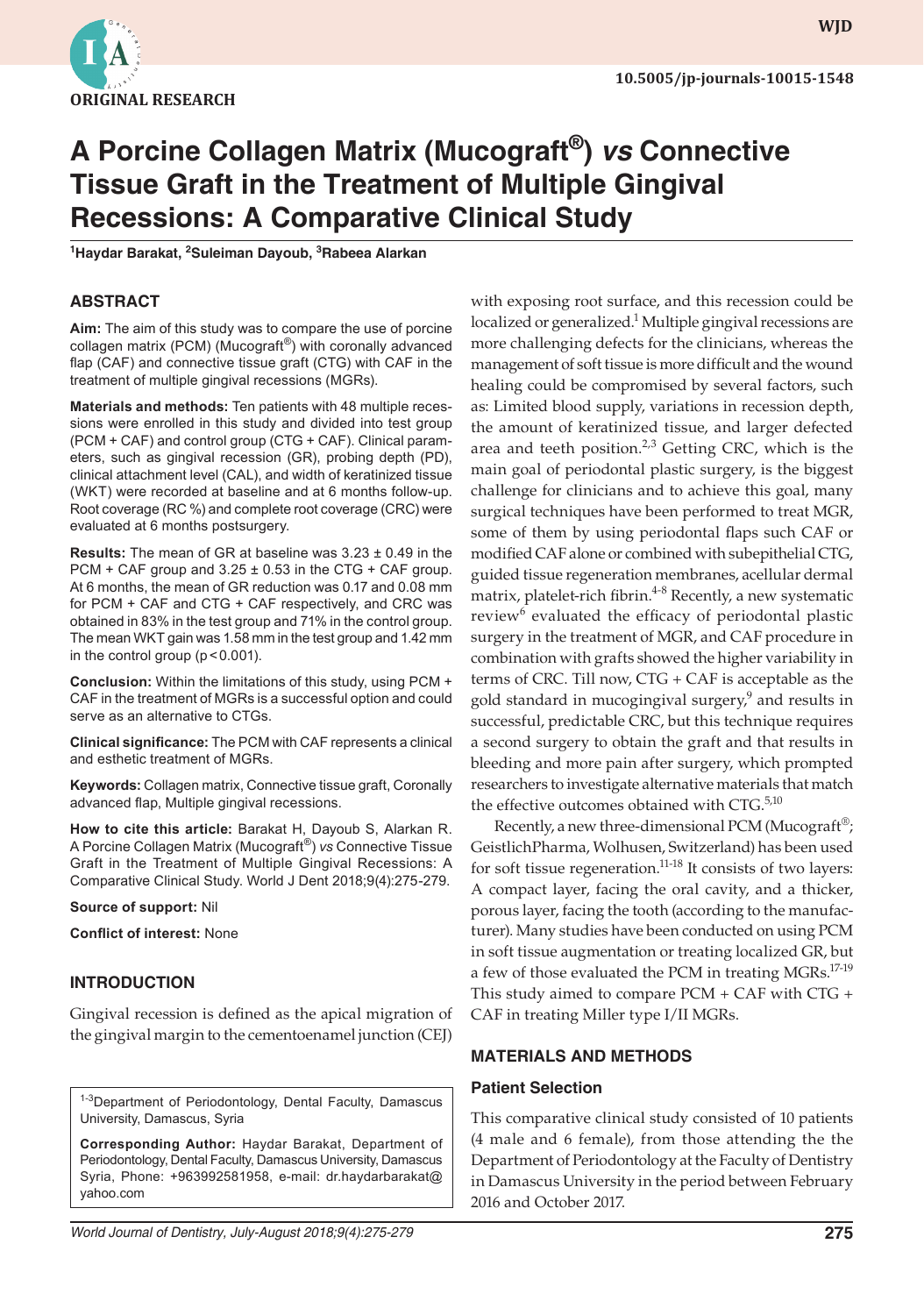ORIGINAL RESEARCH

10.5005/jp-journals-10015-1548

# A Porcine Collagen Matrix (Mucograft®) *vs* Connective Tissue Graft in the Treatment of Multiple Gingival Recessions: A Comparative Clinical Study

[1]Haydar Barakat, [2]Suleiman Dayoub, [3]Rabeea Alarkan

## ABSTRACT

**Aim:** The aim of this study was to compare the use of porcine collagen matrix (PCM) (Mucograft®) with coronally advanced flap (CAF) and connective tissue graft (CTG) with CAF in the treatment of multiple gingival recessions (MGRs).

**Materials and methods:** Ten patients with 48 multiple recessions were enrolled in this study and divided into test group (PCM + CAF) and control group (CTG + CAF). Clinical parameters, such as gingival recession (GR), probing depth (PD), clinical attachment level (CAL), and width of keratinized tissue (WKT) were recorded at baseline and at 6 months follow-up. Root coverage (RC %) and complete root coverage (CRC) were evaluated at 6 months postsurgery.

**Results:** The mean of GR at baseline was 3.23 ± 0.49 in the PCM + CAF group and 3.25 ± 0.53 in the CTG + CAF group. At 6 months, the mean of GR reduction was 0.17 and 0.08 mm for PCM + CAF and CTG + CAF respectively, and CRC was obtained in 83% in the test group and 71% in the control group. The mean WKT gain was 1.58 mm in the test group and 1.42 mm in the control group ($p < 0.001$).

**Conclusion:** Within the limitations of this study, using PCM + CAF in the treatment of MGRs is a successful option and could serve as an alternative to CTGs.

**Clinical significance:** The PCM with CAF represents a clinical and esthetic treatment of MGRs.

**Keywords:** Collagen matrix, Connective tissue graft, Coronally advanced flap, Multiple gingival recessions.

**How to cite this article:** Barakat H, Dayoub S, Alarkan R. A Porcine Collagen Matrix (Mucograft®) *vs* Connective Tissue Graft in the Treatment of Multiple Gingival Recessions: A Comparative Clinical Study. World J Dent 2018;9(4):275-279.

**Source of support:** Nil

**Conflict of interest:** None

## INTRODUCTION

Gingival recession is defined as the apical migration of the gingival margin to the cementoenamel junction (CEJ) with exposing root surface, and this recession could be localized or generalized.[1] Multiple gingival recessions are more challenging defects for the clinicians, whereas the management of soft tissue is more difficult and the wound healing could be compromised by several factors, such as: Limited blood supply, variations in recession depth, the amount of keratinized tissue, and larger defected area and teeth position.[2,3] Getting CRC, which is the main goal of periodontal plastic surgery, is the biggest challenge for clinicians and to achieve this goal, many surgical techniques have been performed to treat MGR, some of them by using periodontal flaps such CAF or modified CAF alone or combined with subepithelial CTG, guided tissue regeneration membranes, acellular dermal matrix, platelet-rich fibrin.[4-8] Recently, a new systematic review[6] evaluated the efficacy of periodontal plastic surgery in the treatment of MGR, and CAF procedure in combination with grafts showed the higher variability in terms of CRC. Till now, CTG + CAF is acceptable as the gold standard in mucogingival surgery,[9] and results in successful, predictable CRC, but this technique requires a second surgery to obtain the graft and that results in bleeding and more pain after surgery, which prompted researchers to investigate alternative materials that match the effective outcomes obtained with CTG.[5,10]

Recently, a new three-dimensional PCM (Mucograft®; GeistlichPharma, Wolhusen, Switzerland) has been used for soft tissue regeneration.[11-18] It consists of two layers: A compact layer, facing the oral cavity, and a thicker, porous layer, facing the tooth (according to the manufacturer). Many studies have been conducted on using PCM in soft tissue augmentation or treating localized GR, but a few of those evaluated the PCM in treating MGRs.[17-19] This study aimed to compare PCM + CAF with CTG + CAF in treating Miller type I/II MGRs.

## MATERIALS AND METHODS

### Patient Selection

This comparative clinical study consisted of 10 patients (4 male and 6 female), from those attending the the Department of Periodontology at the Faculty of Dentistry in Damascus University in the period between February 2016 and October 2017.

---

[1-3]Department of Periodontology, Dental Faculty, Damascus University, Damascus, Syria

**Corresponding Author:** Haydar Barakat, Department of Periodontology, Dental Faculty, Damascus University, Damascus Syria, Phone: +963992581958, e-mail: dr.haydarbarakat@yahoo.com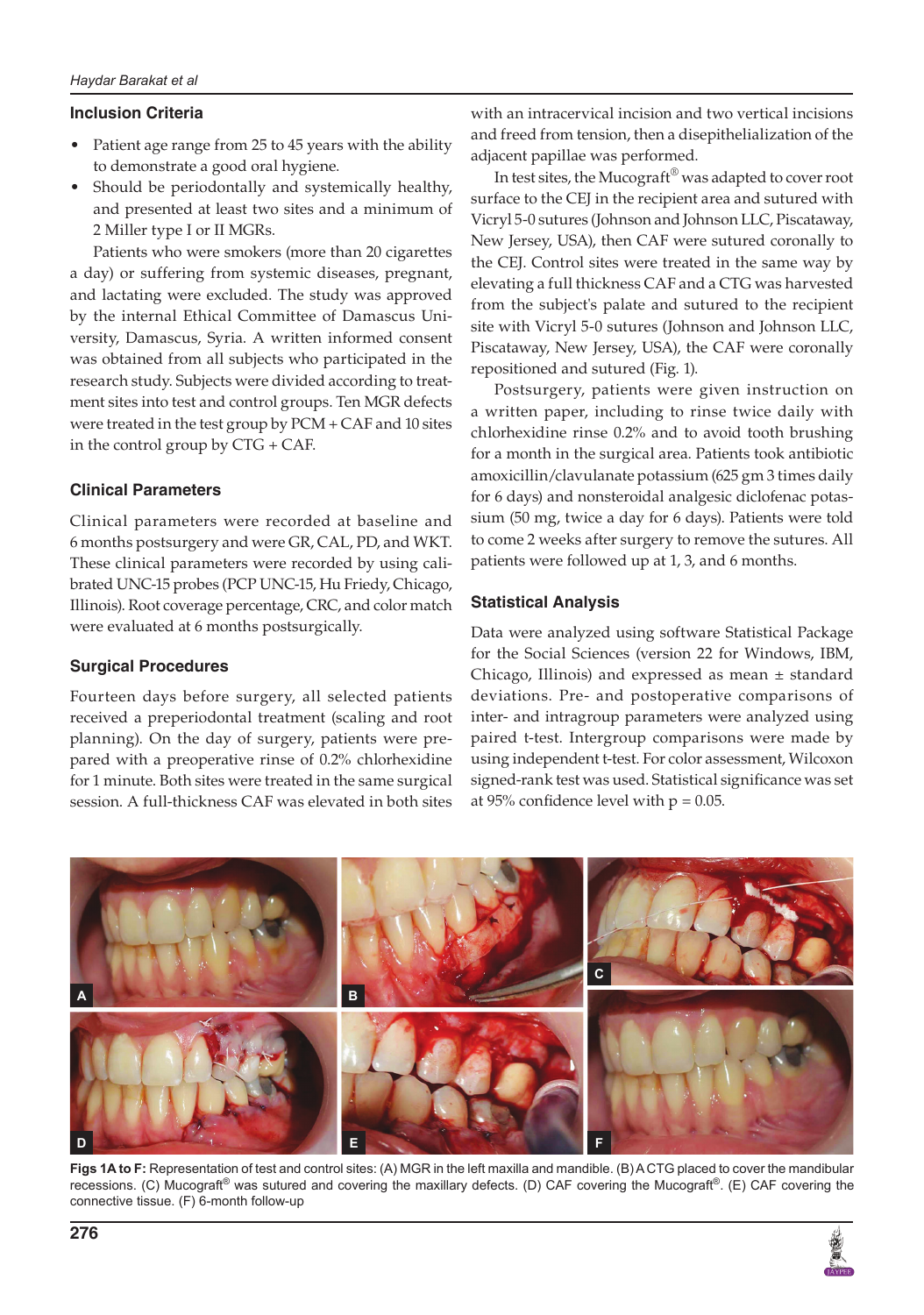### Inclusion Criteria

- Patient age range from 25 to 45 years with the ability to demonstrate a good oral hygiene.
- Should be periodontally and systemically healthy, and presented at least two sites and a minimum of 2 Miller type I or II MGRs.

Patients who were smokers (more than 20 cigarettes a day) or suffering from systemic diseases, pregnant, and lactating were excluded. The study was approved by the internal Ethical Committee of Damascus University, Damascus, Syria. A written informed consent was obtained from all subjects who participated in the research study. Subjects were divided according to treatment sites into test and control groups. Ten MGR defects were treated in the test group by PCM + CAF and 10 sites in the control group by CTG + CAF.

### Clinical Parameters

Clinical parameters were recorded at baseline and 6 months postsurgery and were GR, CAL, PD, and WKT. These clinical parameters were recorded by using calibrated UNC-15 probes (PCP UNC-15, Hu Friedy, Chicago, Illinois). Root coverage percentage, CRC, and color match were evaluated at 6 months postsurgically.

### Surgical Procedures

Fourteen days before surgery, all selected patients received a preperiodontal treatment (scaling and root planning). On the day of surgery, patients were prepared with a preoperative rinse of 0.2% chlorhexidine for 1 minute. Both sites were treated in the same surgical session. A full-thickness CAF was elevated in both sites with an intracervical incision and two vertical incisions and freed from tension, then a disepithelialization of the adjacent papillae was performed.

In test sites, the Mucograft® was adapted to cover root surface to the CEJ in the recipient area and sutured with Vicryl 5-0 sutures (Johnson and Johnson LLC, Piscataway, New Jersey, USA), then CAF were sutured coronally to the CEJ. Control sites were treated in the same way by elevating a full thickness CAF and a CTG was harvested from the subject's palate and sutured to the recipient site with Vicryl 5-0 sutures (Johnson and Johnson LLC, Piscataway, New Jersey, USA), the CAF were coronally repositioned and sutured (Fig. 1).

Postsurgery, patients were given instruction on a written paper, including to rinse twice daily with chlorhexidine rinse 0.2% and to avoid tooth brushing for a month in the surgical area. Patients took antibiotic amoxicillin/clavulanate potassium (625 gm 3 times daily for 6 days) and nonsteroidal analgesic diclofenac potassium (50 mg, twice a day for 6 days). Patients were told to come 2 weeks after surgery to remove the sutures. All patients were followed up at 1, 3, and 6 months.

### Statistical Analysis

Data were analyzed using software Statistical Package for the Social Sciences (version 22 for Windows, IBM, Chicago, Illinois) and expressed as mean ± standard deviations. Pre- and postoperative comparisons of inter- and intragroup parameters were analyzed using paired t-test. Intergroup comparisons were made by using independent t-test. For color assessment, Wilcoxon signed-rank test was used. Statistical significance was set at 95% confidence level with $p = 0.05$.

**Figs 1A to F:** Representation of test and control sites: (A) MGR in the left maxilla and mandible. (B) A CTG placed to cover the mandibular recessions. (C) Mucograft® was sutured and covering the maxillary defects. (D) CAF covering the Mucograft®. (E) CAF covering the connective tissue. (F) 6-month follow-up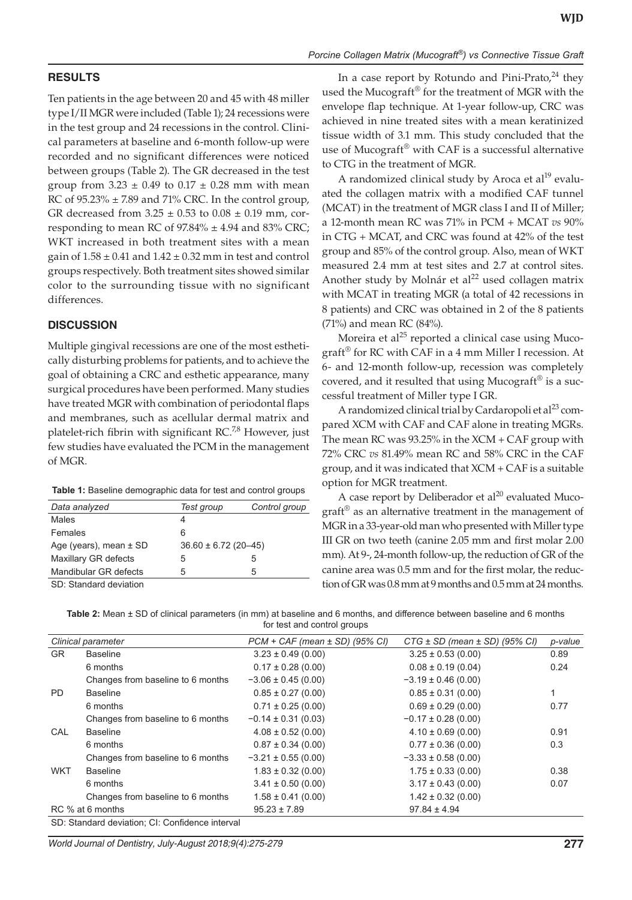## RESULTS

Ten patients in the age between 20 and 45 with 48 miller type I/II MGR were included (Table 1); 24 recessions were in the test group and 24 recessions in the control. Clinical parameters at baseline and 6-month follow-up were recorded and no significant differences were noticed between groups (Table 2). The GR decreased in the test group from 3.23 ± 0.49 to 0.17 ± 0.28 mm with mean RC of 95.23% ± 7.89 and 71% CRC. In the control group, GR decreased from 3.25 ± 0.53 to 0.08 ± 0.19 mm, corresponding to mean RC of 97.84% ± 4.94 and 83% CRC; WKT increased in both treatment sites with a mean gain of 1.58 ± 0.41 and 1.42 ± 0.32 mm in test and control groups respectively. Both treatment sites showed similar color to the surrounding tissue with no significant differences.

## DISCUSSION

Multiple gingival recessions are one of the most esthetically disturbing problems for patients, and to achieve the goal of obtaining a CRC and esthetic appearance, many surgical procedures have been performed. Many studies have treated MGR with combination of periodontal flaps and membranes, such as acellular dermal matrix and platelet-rich fibrin with significant RC.[7,8] However, just few studies have evaluated the PCM in the management of MGR.

**Table 1:** Baseline demographic data for test and control groups

| *Data analyzed* | *Test group* | *Control group* |
|---|---|---|
| Males | 4 | |
| Females | 6 | |
| Age (years), mean ± SD | 36.60 ± 6.72 (20–45) | |
| Maxillary GR defects | 5 | 5 |
| Mandibular GR defects | 5 | 5 |

SD: Standard deviation

In a case report by Rotundo and Pini-Prato,[24] they used the Mucograft® for the treatment of MGR with the envelope flap technique. At 1-year follow-up, CRC was achieved in nine treated sites with a mean keratinized tissue width of 3.1 mm. This study concluded that the use of Mucograft® with CAF is a successful alternative to CTG in the treatment of MGR.

A randomized clinical study by Aroca et al[19] evaluated the collagen matrix with a modified CAF tunnel (MCAT) in the treatment of MGR class I and II of Miller; a 12-month mean RC was 71% in PCM + MCAT *vs* 90% in CTG + MCAT, and CRC was found at 42% of the test group and 85% of the control group. Also, mean of WKT measured 2.4 mm at test sites and 2.7 at control sites. Another study by Molnár et al[22] used collagen matrix with MCAT in treating MGR (a total of 42 recessions in 8 patients) and CRC was obtained in 2 of the 8 patients (71%) and mean RC (84%).

Moreira et al[25] reported a clinical case using Mucograft® for RC with CAF in a 4 mm Miller I recession. At 6- and 12-month follow-up, recession was completely covered, and it resulted that using Mucograft® is a successful treatment of Miller type I GR.

A randomized clinical trial by Cardaropoli et al[23] compared XCM with CAF and CAF alone in treating MGRs. The mean RC was 93.25% in the XCM + CAF group with 72% CRC *vs* 81.49% mean RC and 58% CRC in the CAF group, and it was indicated that XCM + CAF is a suitable option for MGR treatment.

A case report by Deliberador et al[20] evaluated Mucograft® as an alternative treatment in the management of MGR in a 33-year-old man who presented with Miller type III GR on two teeth (canine 2.05 mm and first molar 2.00 mm). At 9-, 24-month follow-up, the reduction of GR of the canine area was 0.5 mm and for the first molar, the reduction of GR was 0.8 mm at 9 months and 0.5 mm at 24 months.

**Table 2:** Mean ± SD of clinical parameters (in mm) at baseline and 6 months, and difference between baseline and 6 months for test and control groups

| *Clinical parameter* | | *PCM + CAF (mean ± SD) (95% CI)* | *CTG ± SD (mean ± SD) (95% CI)* | *p-value* |
|---|---|---|---|---|
| GR | Baseline | 3.23 ± 0.49 (0.00) | 3.25 ± 0.53 (0.00) | 0.89 |
| | 6 months | 0.17 ± 0.28 (0.00) | 0.08 ± 0.19 (0.04) | 0.24 |
| | Changes from baseline to 6 months | −3.06 ± 0.45 (0.00) | −3.19 ± 0.46 (0.00) | |
| PD | Baseline | 0.85 ± 0.27 (0.00) | 0.85 ± 0.31 (0.00) | 1 |
| | 6 months | 0.71 ± 0.25 (0.00) | 0.69 ± 0.29 (0.00) | 0.77 |
| | Changes from baseline to 6 months | −0.14 ± 0.31 (0.03) | −0.17 ± 0.28 (0.00) | |
| CAL | Baseline | 4.08 ± 0.52 (0.00) | 4.10 ± 0.69 (0.00) | 0.91 |
| | 6 months | 0.87 ± 0.34 (0.00) | 0.77 ± 0.36 (0.00) | 0.3 |
| | Changes from baseline to 6 months | −3.21 ± 0.55 (0.00) | −3.33 ± 0.58 (0.00) | |
| WKT | Baseline | 1.83 ± 0.32 (0.00) | 1.75 ± 0.33 (0.00) | 0.38 |
| | 6 months | 3.41 ± 0.50 (0.00) | 3.17 ± 0.43 (0.00) | 0.07 |
| | Changes from baseline to 6 months | 1.58 ± 0.41 (0.00) | 1.42 ± 0.32 (0.00) | |
| RC % at 6 months | | 95.23 ± 7.89 | 97.84 ± 4.94 | |

SD: Standard deviation; CI: Confidence interval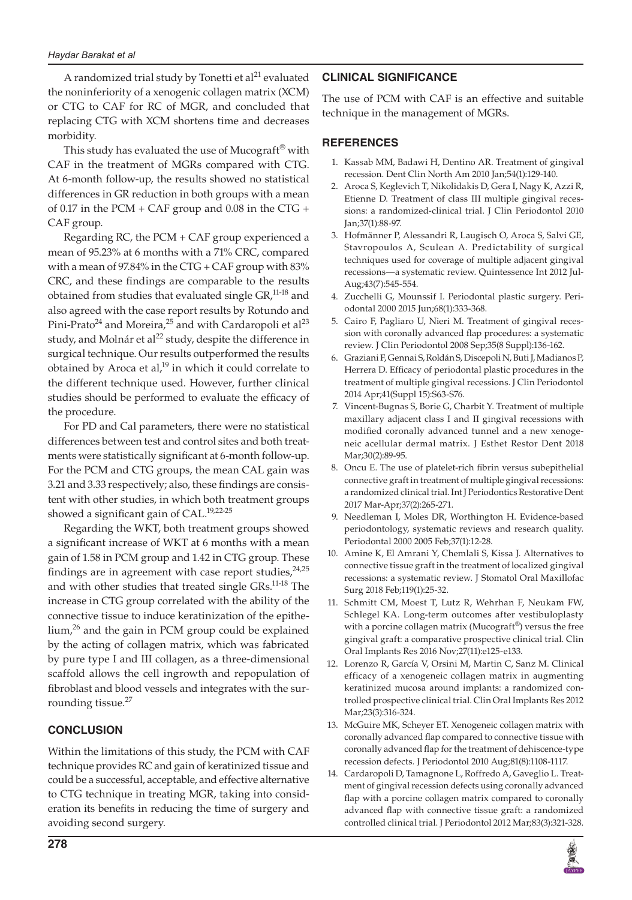A randomized trial study by Tonetti et al[21] evaluated the noninferiority of a xenogenic collagen matrix (XCM) or CTG to CAF for RC of MGR, and concluded that replacing CTG with XCM shortens time and decreases morbidity.

This study has evaluated the use of Mucograft® with CAF in the treatment of MGRs compared with CTG. At 6-month follow-up, the results showed no statistical differences in GR reduction in both groups with a mean of 0.17 in the PCM + CAF group and 0.08 in the CTG + CAF group.

Regarding RC, the PCM + CAF group experienced a mean of 95.23% at 6 months with a 71% CRC, compared with a mean of 97.84% in the CTG + CAF group with 83% CRC, and these findings are comparable to the results obtained from studies that evaluated single GR,[11-18] and also agreed with the case report results by Rotundo and Pini-Prato[24] and Moreira,[25] and with Cardaropoli et al[23] study, and Molnár et al[22] study, despite the difference in surgical technique. Our results outperformed the results obtained by Aroca et al,[19] in which it could correlate to the different technique used. However, further clinical studies should be performed to evaluate the efficacy of the procedure.

For PD and Cal parameters, there were no statistical differences between test and control sites and both treatments were statistically significant at 6-month follow-up. For the PCM and CTG groups, the mean CAL gain was 3.21 and 3.33 respectively; also, these findings are consistent with other studies, in which both treatment groups showed a significant gain of CAL.[19,22-25]

Regarding the WKT, both treatment groups showed a significant increase of WKT at 6 months with a mean gain of 1.58 in PCM group and 1.42 in CTG group. These findings are in agreement with case report studies,[24,25] and with other studies that treated single GRs.[11-18] The increase in CTG group correlated with the ability of the connective tissue to induce keratinization of the epithelium,[26] and the gain in PCM group could be explained by the acting of collagen matrix, which was fabricated by pure type I and III collagen, as a three-dimensional scaffold allows the cell ingrowth and repopulation of fibroblast and blood vessels and integrates with the surrounding tissue.[27]

## CONCLUSION

Within the limitations of this study, the PCM with CAF technique provides RC and gain of keratinized tissue and could be a successful, acceptable, and effective alternative to CTG technique in treating MGR, taking into consideration its benefits in reducing the time of surgery and avoiding second surgery.

## CLINICAL SIGNIFICANCE

The use of PCM with CAF is an effective and suitable technique in the management of MGRs.

## REFERENCES

1. Kassab MM, Badawi H, Dentino AR. Treatment of gingival recession. Dent Clin North Am 2010 Jan;54(1):129-140.
2. Aroca S, Keglevich T, Nikolidakis D, Gera I, Nagy K, Azzi R, Etienne D. Treatment of class III multiple gingival recessions: a randomized-clinical trial. J Clin Periodontol 2010 Jan;37(1):88-97.
3. Hofmänner P, Alessandri R, Laugisch O, Aroca S, Salvi GE, Stavropoulos A, Sculean A. Predictability of surgical techniques used for coverage of multiple adjacent gingival recessions—a systematic review. Quintessence Int 2012 Jul-Aug;43(7):545-554.
4. Zucchelli G, Mounssif I. Periodontal plastic surgery. Periodontal 2000 2015 Jun;68(1):333-368.
5. Cairo F, Pagliaro U, Nieri M. Treatment of gingival recession with coronally advanced flap procedures: a systematic review. J Clin Periodontol 2008 Sep;35(8 Suppl):136-162.
6. Graziani F, Gennai S, Roldán S, Discepoli N, Buti J, Madianos P, Herrera D. Efficacy of periodontal plastic procedures in the treatment of multiple gingival recessions. J Clin Periodontol 2014 Apr;41(Suppl 15):S63-S76.
7. Vincent-Bugnas S, Borie G, Charbit Y. Treatment of multiple maxillary adjacent class I and II gingival recessions with modified coronally advanced tunnel and a new xenogeneic acellular dermal matrix. J Esthet Restor Dent 2018 Mar;30(2):89-95.
8. Oncu E. The use of platelet-rich fibrin versus subepithelial connective graft in treatment of multiple gingival recessions: a randomized clinical trial. Int J Periodontics Restorative Dent 2017 Mar-Apr;37(2):265-271.
9. Needleman I, Moles DR, Worthington H. Evidence-based periodontology, systematic reviews and research quality. Periodontal 2000 2005 Feb;37(1):12-28.
10. Amine K, El Amrani Y, Chemlali S, Kissa J. Alternatives to connective tissue graft in the treatment of localized gingival recessions: a systematic review. J Stomatol Oral Maxillofac Surg 2018 Feb;119(1):25-32.
11. Schmitt CM, Moest T, Lutz R, Wehrhan F, Neukam FW, Schlegel KA. Long-term outcomes after vestibuloplasty with a porcine collagen matrix (Mucograft®) versus the free gingival graft: a comparative prospective clinical trial. Clin Oral Implants Res 2016 Nov;27(11):e125-e133.
12. Lorenzo R, García V, Orsini M, Martin C, Sanz M. Clinical efficacy of a xenogeneic collagen matrix in augmenting keratinized mucosa around implants: a randomized controlled prospective clinical trial. Clin Oral Implants Res 2012 Mar;23(3):316-324.
13. McGuire MK, Scheyer ET. Xenogeneic collagen matrix with coronally advanced flap compared to connective tissue with coronally advanced flap for the treatment of dehiscence-type recession defects. J Periodontol 2010 Aug;81(8):1108-1117.
14. Cardaropoli D, Tamagnone L, Roffredo A, Gaveglio L. Treatment of gingival recession defects using coronally advanced flap with a porcine collagen matrix compared to coronally advanced flap with connective tissue graft: a randomized controlled clinical trial. J Periodontol 2012 Mar;83(3):321-328.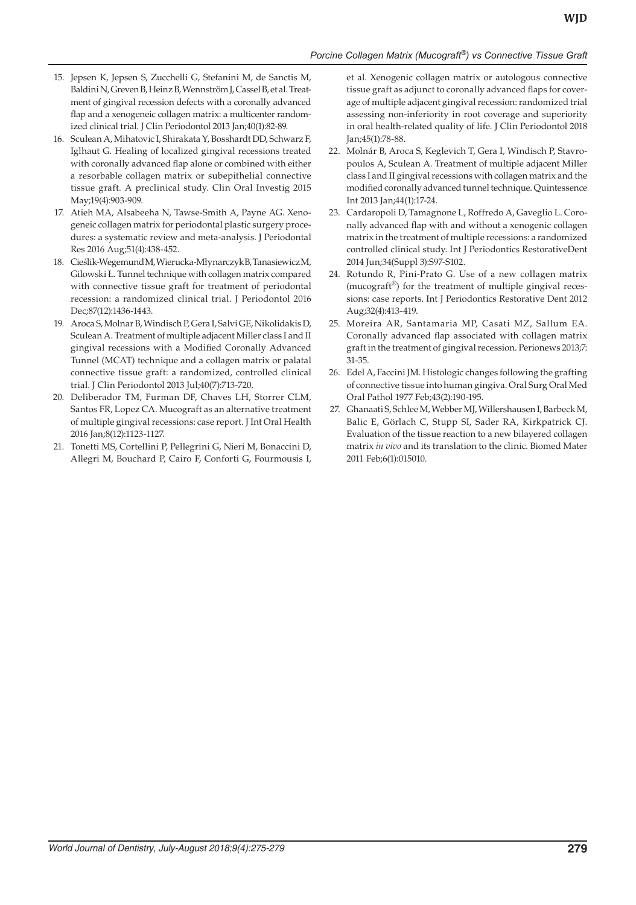15. Jepsen K, Jepsen S, Zucchelli G, Stefanini M, de Sanctis M, Baldini N, Greven B, Heinz B, Wennström J, Cassel B, et al. Treatment of gingival recession defects with a coronally advanced flap and a xenogeneic collagen matrix: a multicenter randomized clinical trial. J Clin Periodontol 2013 Jan;40(1):82-89.
16. Sculean A, Mihatovic I, Shirakata Y, Bosshardt DD, Schwarz F, Iglhaut G. Healing of localized gingival recessions treated with coronally advanced flap alone or combined with either a resorbable collagen matrix or subepithelial connective tissue graft. A preclinical study. Clin Oral Investig 2015 May;19(4):903-909.
17. Atieh MA, Alsabeeha N, Tawse-Smith A, Payne AG. Xenogeneic collagen matrix for periodontal plastic surgery procedures: a systematic review and meta-analysis. J Periodontal Res 2016 Aug;51(4):438-452.
18. Cieślik-Wegemund M, Wierucka-Młynarczyk B, Tanasiewicz M, Gilowski Ł. Tunnel technique with collagen matrix compared with connective tissue graft for treatment of periodontal recession: a randomized clinical trial. J Periodontol 2016 Dec;87(12):1436-1443.
19. Aroca S, Molnar B, Windisch P, Gera I, Salvi GE, Nikolidakis D, Sculean A. Treatment of multiple adjacent Miller class I and II gingival recessions with a Modified Coronally Advanced Tunnel (MCAT) technique and a collagen matrix or palatal connective tissue graft: a randomized, controlled clinical trial. J Clin Periodontol 2013 Jul;40(7):713-720.
20. Deliberador TM, Furman DF, Chaves LH, Storrer CLM, Santos FR, Lopez CA. Mucograft as an alternative treatment of multiple gingival recessions: case report. J Int Oral Health 2016 Jan;8(12):1123-1127.
21. Tonetti MS, Cortellini P, Pellegrini G, Nieri M, Bonaccini D, Allegri M, Bouchard P, Cairo F, Conforti G, Fourmousis I, et al. Xenogenic collagen matrix or autologous connective tissue graft as adjunct to coronally advanced flaps for coverage of multiple adjacent gingival recession: randomized trial assessing non-inferiority in root coverage and superiority in oral health-related quality of life. J Clin Periodontol 2018 Jan;45(1):78-88.
22. Molnár B, Aroca S, Keglevich T, Gera I, Windisch P, Stavropoulos A, Sculean A. Treatment of multiple adjacent Miller class I and II gingival recessions with collagen matrix and the modified coronally advanced tunnel technique. Quintessence Int 2013 Jan;44(1):17-24.
23. Cardaropoli D, Tamagnone L, Roffredo A, Gaveglio L. Coronally advanced flap with and without a xenogenic collagen matrix in the treatment of multiple recessions: a randomized controlled clinical study. Int J Periodontics RestorativeDent 2014 Jun;34(Suppl 3):S97-S102.
24. Rotundo R, Pini-Prato G. Use of a new collagen matrix (mucograft®) for the treatment of multiple gingival recessions: case reports. Int J Periodontics Restorative Dent 2012 Aug;32(4):413-419.
25. Moreira AR, Santamaria MP, Casati MZ, Sallum EA. Coronally advanced flap associated with collagen matrix graft in the treatment of gingival recession. Perionews 2013;7: 31-35.
26. Edel A, Faccini JM. Histologic changes following the grafting of connective tissue into human gingiva. Oral Surg Oral Med Oral Pathol 1977 Feb;43(2):190-195.
27. Ghanaati S, Schlee M, Webber MJ, Willershausen I, Barbeck M, Balic E, Görlach C, Stupp SI, Sader RA, Kirkpatrick CJ. Evaluation of the tissue reaction to a new bilayered collagen matrix *in vivo* and its translation to the clinic. Biomed Mater 2011 Feb;6(1):015010.